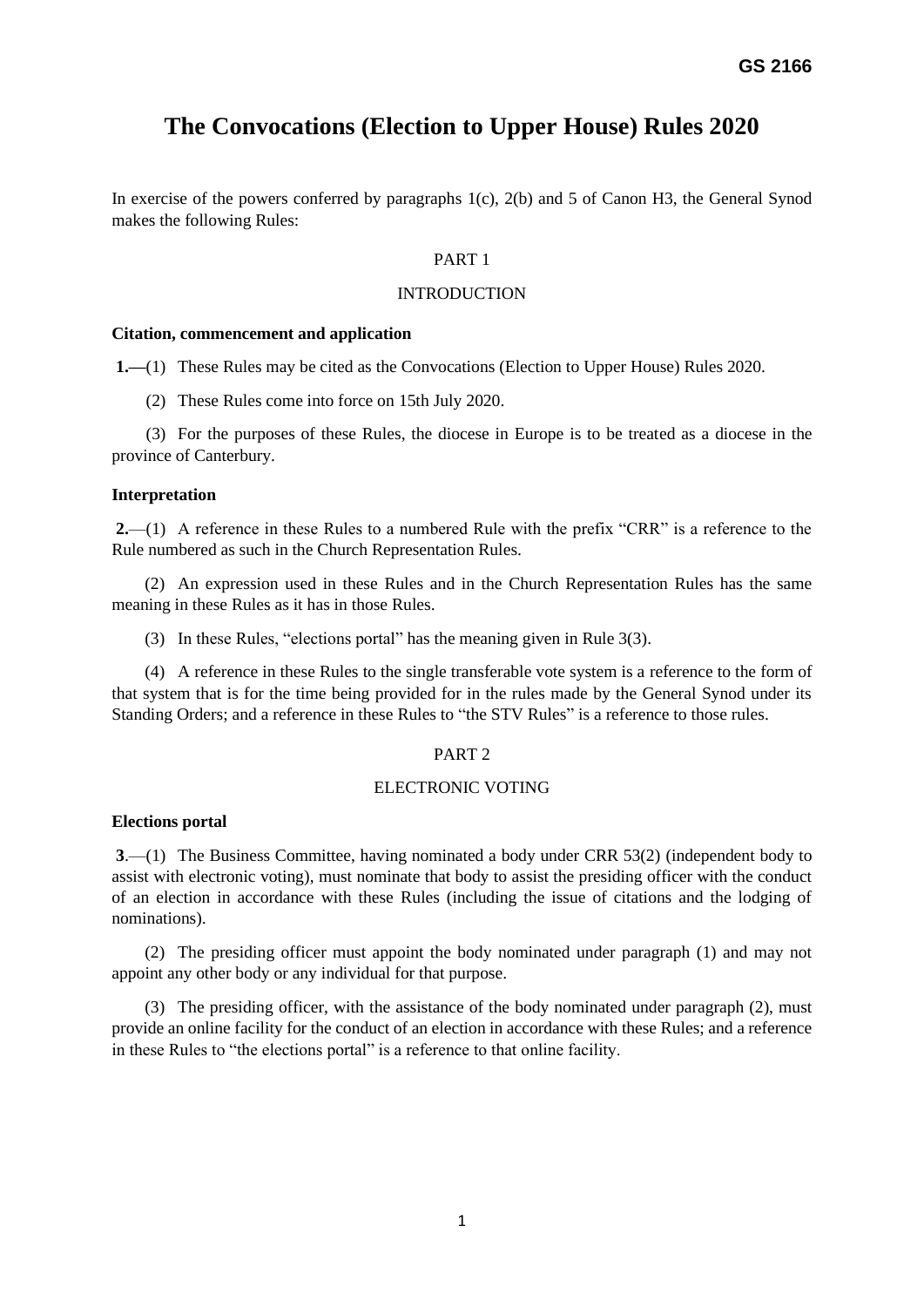GS 2166

# The Convocations (Election to Upper House) Rules 2020

In exercise of the powers conferred by paragraphs 1(c), 2(b) and 5 of Canon H3, the General Synod makes the following Rules:

## PART 1

## INTRODUCTION

### Citation, commencement and application

**1.—**(1) These Rules may be cited as the Convocations (Election to Upper House) Rules 2020.

(2) These Rules come into force on 15th July 2020.

(3) For the purposes of these Rules, the diocese in Europe is to be treated as a diocese in the province of Canterbury.

### Interpretation

**2.**—(1) A reference in these Rules to a numbered Rule with the prefix "CRR" is a reference to the Rule numbered as such in the Church Representation Rules.

(2) An expression used in these Rules and in the Church Representation Rules has the same meaning in these Rules as it has in those Rules.

(3) In these Rules, "elections portal" has the meaning given in Rule 3(3).

(4) A reference in these Rules to the single transferable vote system is a reference to the form of that system that is for the time being provided for in the rules made by the General Synod under its Standing Orders; and a reference in these Rules to "the STV Rules" is a reference to those rules.

## PART 2

## ELECTRONIC VOTING

### Elections portal

**3**.—(1) The Business Committee, having nominated a body under CRR 53(2) (independent body to assist with electronic voting), must nominate that body to assist the presiding officer with the conduct of an election in accordance with these Rules (including the issue of citations and the lodging of nominations).

(2) The presiding officer must appoint the body nominated under paragraph (1) and may not appoint any other body or any individual for that purpose.

(3) The presiding officer, with the assistance of the body nominated under paragraph (2), must provide an online facility for the conduct of an election in accordance with these Rules; and a reference in these Rules to "the elections portal" is a reference to that online facility.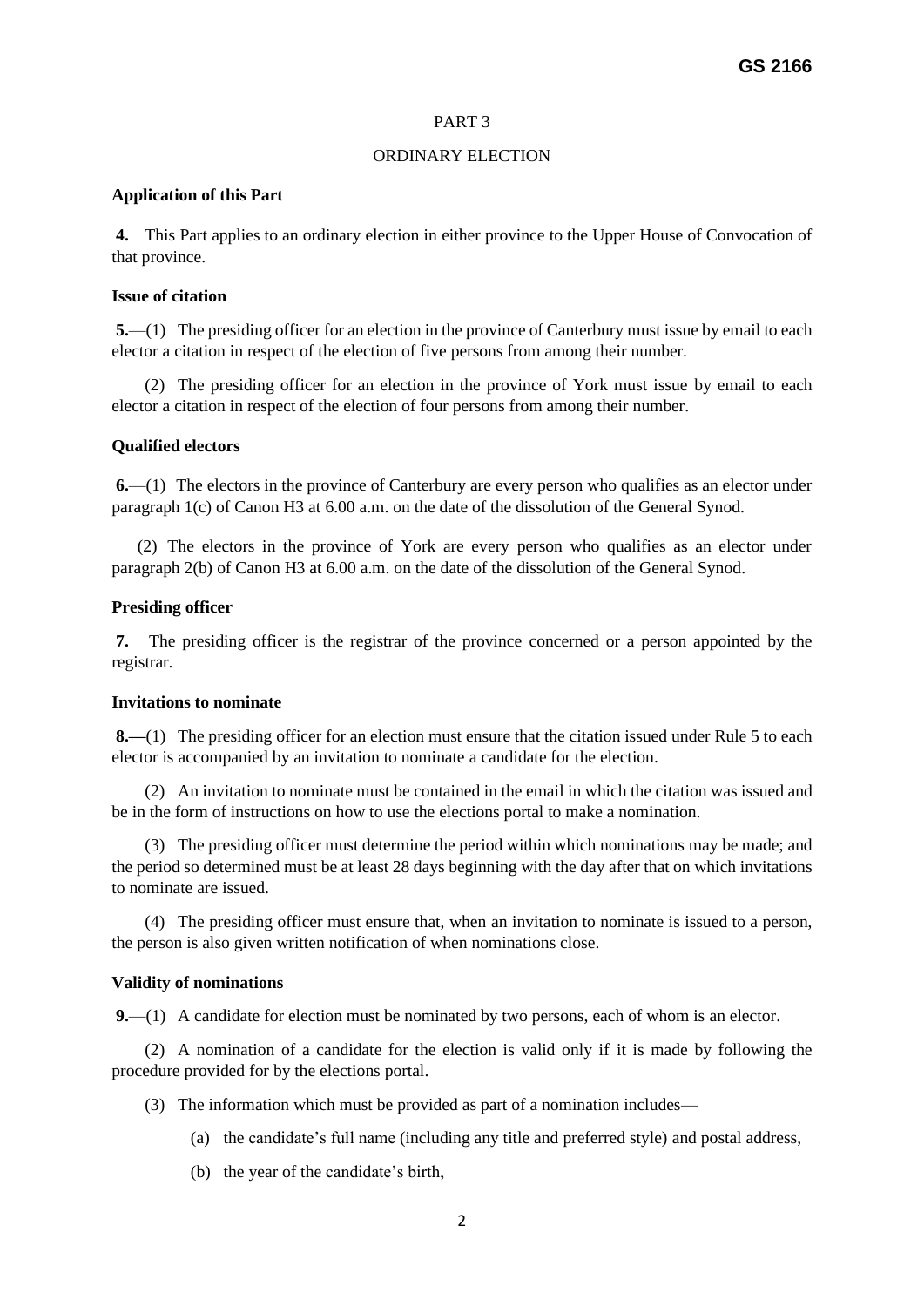PART 3

ORDINARY ELECTION

**Application of this Part**

**4.** This Part applies to an ordinary election in either province to the Upper House of Convocation of that province.

**Issue of citation**

**5.**—(1) The presiding officer for an election in the province of Canterbury must issue by email to each elector a citation in respect of the election of five persons from among their number.

(2) The presiding officer for an election in the province of York must issue by email to each elector a citation in respect of the election of four persons from among their number.

**Qualified electors**

**6.**—(1) The electors in the province of Canterbury are every person who qualifies as an elector under paragraph 1(c) of Canon H3 at 6.00 a.m. on the date of the dissolution of the General Synod.

(2) The electors in the province of York are every person who qualifies as an elector under paragraph 2(b) of Canon H3 at 6.00 a.m. on the date of the dissolution of the General Synod.

**Presiding officer**

**7.** The presiding officer is the registrar of the province concerned or a person appointed by the registrar.

**Invitations to nominate**

**8.—**(1) The presiding officer for an election must ensure that the citation issued under Rule 5 to each elector is accompanied by an invitation to nominate a candidate for the election.

(2) An invitation to nominate must be contained in the email in which the citation was issued and be in the form of instructions on how to use the elections portal to make a nomination.

(3) The presiding officer must determine the period within which nominations may be made; and the period so determined must be at least 28 days beginning with the day after that on which invitations to nominate are issued.

(4) The presiding officer must ensure that, when an invitation to nominate is issued to a person, the person is also given written notification of when nominations close.

**Validity of nominations**

**9.**—(1) A candidate for election must be nominated by two persons, each of whom is an elector.

(2) A nomination of a candidate for the election is valid only if it is made by following the procedure provided for by the elections portal.

(3) The information which must be provided as part of a nomination includes—

(a) the candidate's full name (including any title and preferred style) and postal address,

(b) the year of the candidate's birth,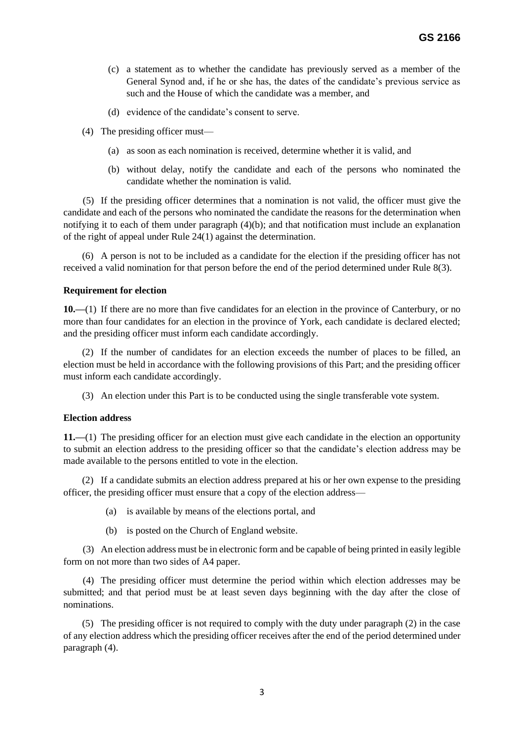(c) a statement as to whether the candidate has previously served as a member of the General Synod and, if he or she has, the dates of the candidate's previous service as such and the House of which the candidate was a member, and

(d) evidence of the candidate's consent to serve.

(4) The presiding officer must—

(a) as soon as each nomination is received, determine whether it is valid, and

(b) without delay, notify the candidate and each of the persons who nominated the candidate whether the nomination is valid.

(5) If the presiding officer determines that a nomination is not valid, the officer must give the candidate and each of the persons who nominated the candidate the reasons for the determination when notifying it to each of them under paragraph (4)(b); and that notification must include an explanation of the right of appeal under Rule 24(1) against the determination.

(6) A person is not to be included as a candidate for the election if the presiding officer has not received a valid nomination for that person before the end of the period determined under Rule 8(3).

**Requirement for election**

**10.—**(1) If there are no more than five candidates for an election in the province of Canterbury, or no more than four candidates for an election in the province of York, each candidate is declared elected; and the presiding officer must inform each candidate accordingly.

(2) If the number of candidates for an election exceeds the number of places to be filled, an election must be held in accordance with the following provisions of this Part; and the presiding officer must inform each candidate accordingly.

(3) An election under this Part is to be conducted using the single transferable vote system.

**Election address**

**11.—**(1) The presiding officer for an election must give each candidate in the election an opportunity to submit an election address to the presiding officer so that the candidate's election address may be made available to the persons entitled to vote in the election.

(2) If a candidate submits an election address prepared at his or her own expense to the presiding officer, the presiding officer must ensure that a copy of the election address—

(a) is available by means of the elections portal, and

(b) is posted on the Church of England website.

(3) An election address must be in electronic form and be capable of being printed in easily legible form on not more than two sides of A4 paper.

(4) The presiding officer must determine the period within which election addresses may be submitted; and that period must be at least seven days beginning with the day after the close of nominations.

(5) The presiding officer is not required to comply with the duty under paragraph (2) in the case of any election address which the presiding officer receives after the end of the period determined under paragraph (4).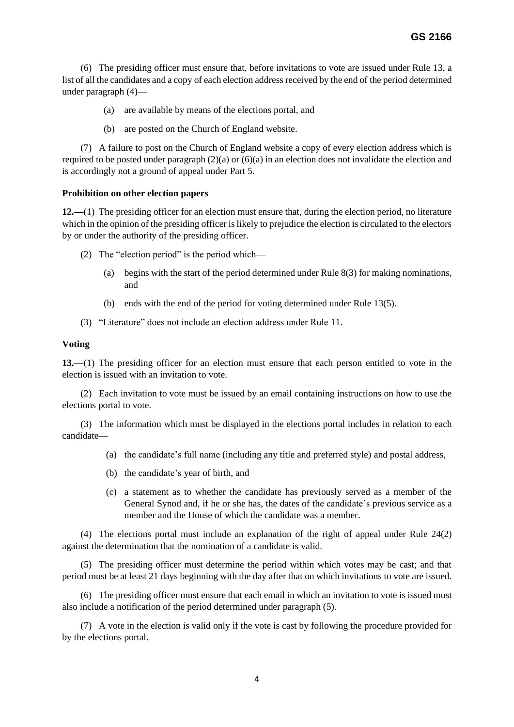(6) The presiding officer must ensure that, before invitations to vote are issued under Rule 13, a list of all the candidates and a copy of each election address received by the end of the period determined under paragraph (4)—

- (a) are available by means of the elections portal, and
- (b) are posted on the Church of England website.

(7) A failure to post on the Church of England website a copy of every election address which is required to be posted under paragraph (2)(a) or (6)(a) in an election does not invalidate the election and is accordingly not a ground of appeal under Part 5.

**Prohibition on other election papers**

**12.**—(1) The presiding officer for an election must ensure that, during the election period, no literature which in the opinion of the presiding officer is likely to prejudice the election is circulated to the electors by or under the authority of the presiding officer.

(2) The "election period" is the period which—

- (a) begins with the start of the period determined under Rule 8(3) for making nominations, and
- (b) ends with the end of the period for voting determined under Rule 13(5).

(3) "Literature" does not include an election address under Rule 11.

**Voting**

**13.**—(1) The presiding officer for an election must ensure that each person entitled to vote in the election is issued with an invitation to vote.

(2) Each invitation to vote must be issued by an email containing instructions on how to use the elections portal to vote.

(3) The information which must be displayed in the elections portal includes in relation to each candidate—

- (a) the candidate's full name (including any title and preferred style) and postal address,
- (b) the candidate's year of birth, and
- (c) a statement as to whether the candidate has previously served as a member of the General Synod and, if he or she has, the dates of the candidate's previous service as a member and the House of which the candidate was a member.

(4) The elections portal must include an explanation of the right of appeal under Rule 24(2) against the determination that the nomination of a candidate is valid.

(5) The presiding officer must determine the period within which votes may be cast; and that period must be at least 21 days beginning with the day after that on which invitations to vote are issued.

(6) The presiding officer must ensure that each email in which an invitation to vote is issued must also include a notification of the period determined under paragraph (5).

(7) A vote in the election is valid only if the vote is cast by following the procedure provided for by the elections portal.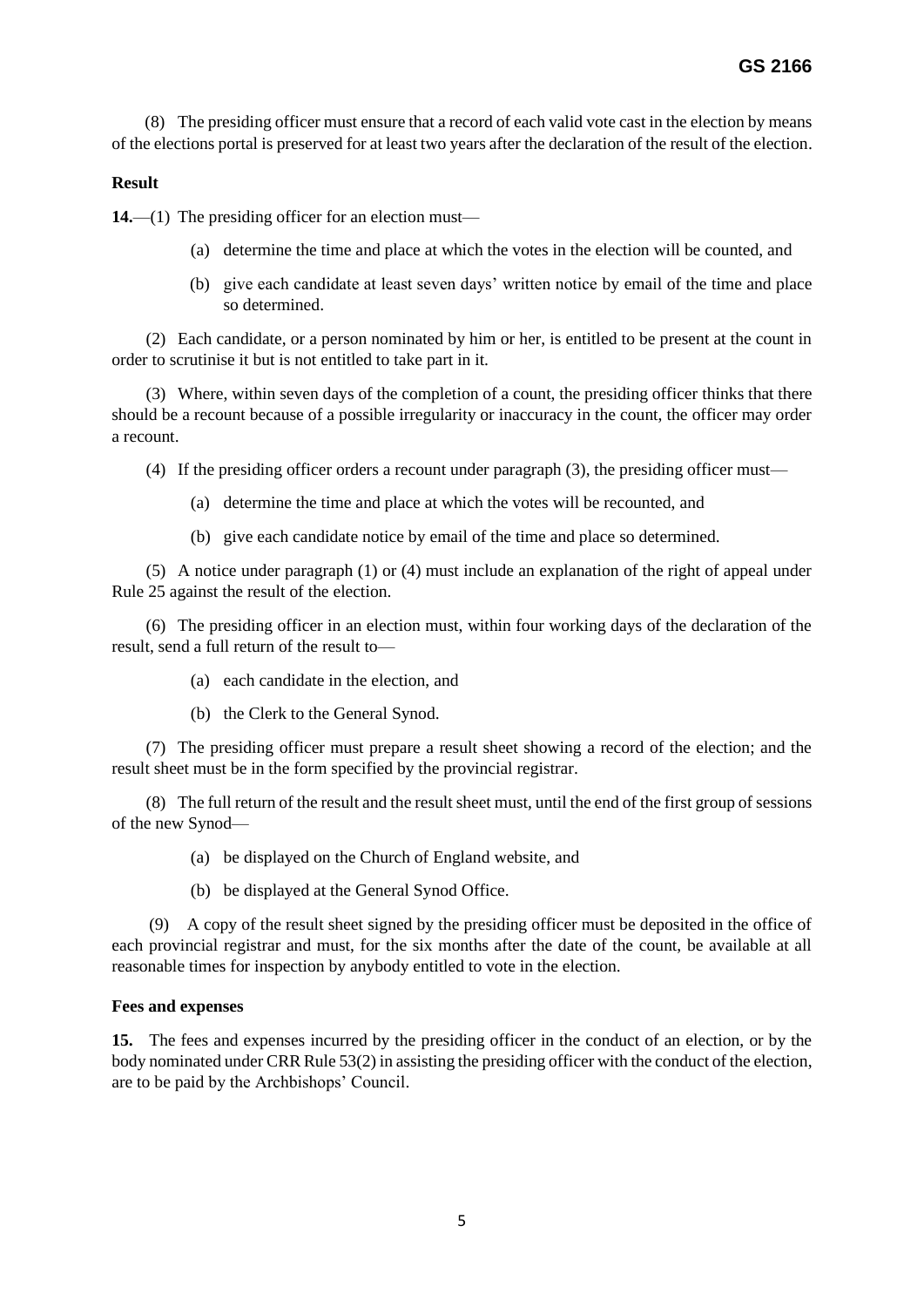(8) The presiding officer must ensure that a record of each valid vote cast in the election by means of the elections portal is preserved for at least two years after the declaration of the result of the election.

**Result**

**14.**—(1) The presiding officer for an election must—

(a) determine the time and place at which the votes in the election will be counted, and

(b) give each candidate at least seven days' written notice by email of the time and place so determined.

(2) Each candidate, or a person nominated by him or her, is entitled to be present at the count in order to scrutinise it but is not entitled to take part in it.

(3) Where, within seven days of the completion of a count, the presiding officer thinks that there should be a recount because of a possible irregularity or inaccuracy in the count, the officer may order a recount.

(4) If the presiding officer orders a recount under paragraph (3), the presiding officer must—

(a) determine the time and place at which the votes will be recounted, and

(b) give each candidate notice by email of the time and place so determined.

(5) A notice under paragraph (1) or (4) must include an explanation of the right of appeal under Rule 25 against the result of the election.

(6) The presiding officer in an election must, within four working days of the declaration of the result, send a full return of the result to—

(a) each candidate in the election, and

(b) the Clerk to the General Synod.

(7) The presiding officer must prepare a result sheet showing a record of the election; and the result sheet must be in the form specified by the provincial registrar.

(8) The full return of the result and the result sheet must, until the end of the first group of sessions of the new Synod—

(a) be displayed on the Church of England website, and

(b) be displayed at the General Synod Office.

(9) A copy of the result sheet signed by the presiding officer must be deposited in the office of each provincial registrar and must, for the six months after the date of the count, be available at all reasonable times for inspection by anybody entitled to vote in the election.

**Fees and expenses**

**15.** The fees and expenses incurred by the presiding officer in the conduct of an election, or by the body nominated under CRR Rule 53(2) in assisting the presiding officer with the conduct of the election, are to be paid by the Archbishops' Council.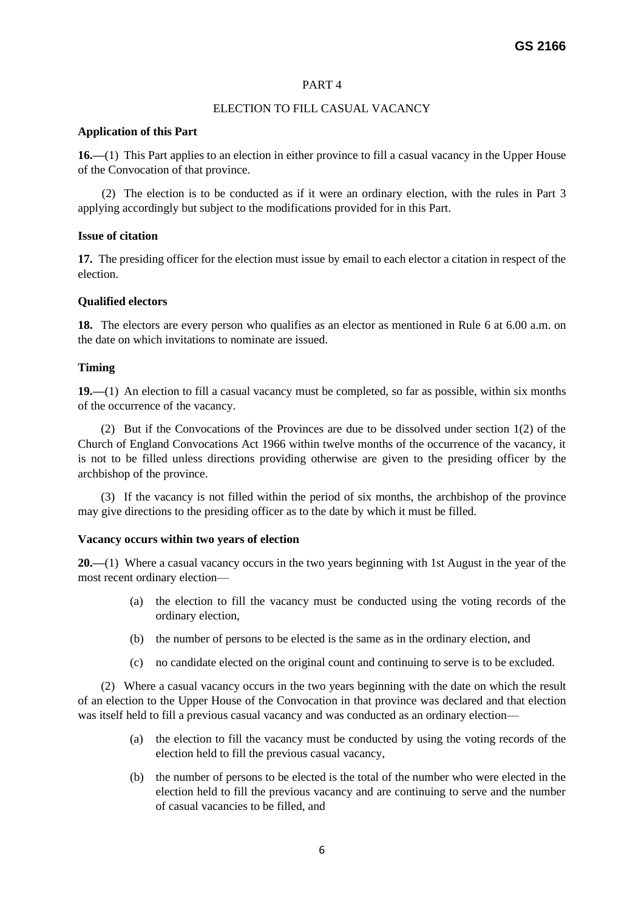PART 4

ELECTION TO FILL CASUAL VACANCY

**Application of this Part**

**16.**—(1) This Part applies to an election in either province to fill a casual vacancy in the Upper House of the Convocation of that province.

(2) The election is to be conducted as if it were an ordinary election, with the rules in Part 3 applying accordingly but subject to the modifications provided for in this Part.

**Issue of citation**

**17.** The presiding officer for the election must issue by email to each elector a citation in respect of the election.

**Qualified electors**

**18.** The electors are every person who qualifies as an elector as mentioned in Rule 6 at 6.00 a.m. on the date on which invitations to nominate are issued.

**Timing**

**19.**—(1) An election to fill a casual vacancy must be completed, so far as possible, within six months of the occurrence of the vacancy.

(2) But if the Convocations of the Provinces are due to be dissolved under section 1(2) of the Church of England Convocations Act 1966 within twelve months of the occurrence of the vacancy, it is not to be filled unless directions providing otherwise are given to the presiding officer by the archbishop of the province.

(3) If the vacancy is not filled within the period of six months, the archbishop of the province may give directions to the presiding officer as to the date by which it must be filled.

**Vacancy occurs within two years of election**

**20.**—(1) Where a casual vacancy occurs in the two years beginning with 1st August in the year of the most recent ordinary election—

(a) the election to fill the vacancy must be conducted using the voting records of the ordinary election,

(b) the number of persons to be elected is the same as in the ordinary election, and

(c) no candidate elected on the original count and continuing to serve is to be excluded.

(2) Where a casual vacancy occurs in the two years beginning with the date on which the result of an election to the Upper House of the Convocation in that province was declared and that election was itself held to fill a previous casual vacancy and was conducted as an ordinary election—

(a) the election to fill the vacancy must be conducted by using the voting records of the election held to fill the previous casual vacancy,

(b) the number of persons to be elected is the total of the number who were elected in the election held to fill the previous vacancy and are continuing to serve and the number of casual vacancies to be filled, and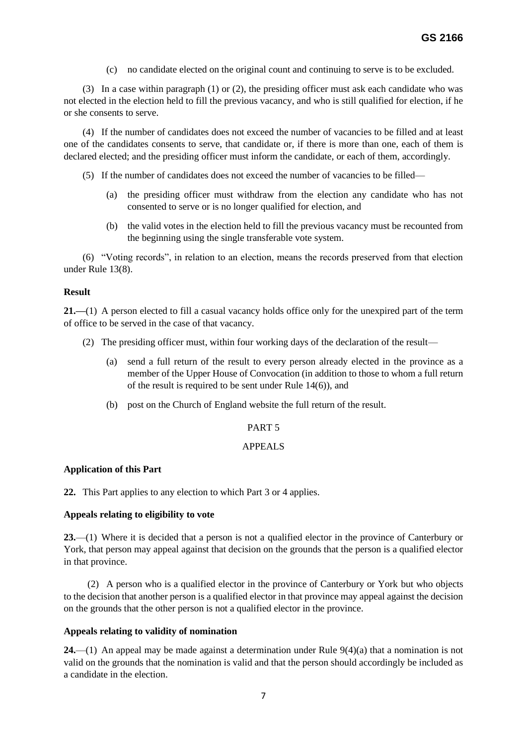(c) no candidate elected on the original count and continuing to serve is to be excluded.

(3) In a case within paragraph (1) or (2), the presiding officer must ask each candidate who was not elected in the election held to fill the previous vacancy, and who is still qualified for election, if he or she consents to serve.

(4) If the number of candidates does not exceed the number of vacancies to be filled and at least one of the candidates consents to serve, that candidate or, if there is more than one, each of them is declared elected; and the presiding officer must inform the candidate, or each of them, accordingly.

(5) If the number of candidates does not exceed the number of vacancies to be filled—

(a) the presiding officer must withdraw from the election any candidate who has not consented to serve or is no longer qualified for election, and

(b) the valid votes in the election held to fill the previous vacancy must be recounted from the beginning using the single transferable vote system.

(6) "Voting records", in relation to an election, means the records preserved from that election under Rule 13(8).

**Result**

**21.—**(1) A person elected to fill a casual vacancy holds office only for the unexpired part of the term of office to be served in the case of that vacancy.

(2) The presiding officer must, within four working days of the declaration of the result—

(a) send a full return of the result to every person already elected in the province as a member of the Upper House of Convocation (in addition to those to whom a full return of the result is required to be sent under Rule 14(6)), and

(b) post on the Church of England website the full return of the result.

PART 5

APPEALS

**Application of this Part**

**22.** This Part applies to any election to which Part 3 or 4 applies.

**Appeals relating to eligibility to vote**

**23.**—(1) Where it is decided that a person is not a qualified elector in the province of Canterbury or York, that person may appeal against that decision on the grounds that the person is a qualified elector in that province.

(2) A person who is a qualified elector in the province of Canterbury or York but who objects to the decision that another person is a qualified elector in that province may appeal against the decision on the grounds that the other person is not a qualified elector in the province.

**Appeals relating to validity of nomination**

**24.**—(1) An appeal may be made against a determination under Rule 9(4)(a) that a nomination is not valid on the grounds that the nomination is valid and that the person should accordingly be included as a candidate in the election.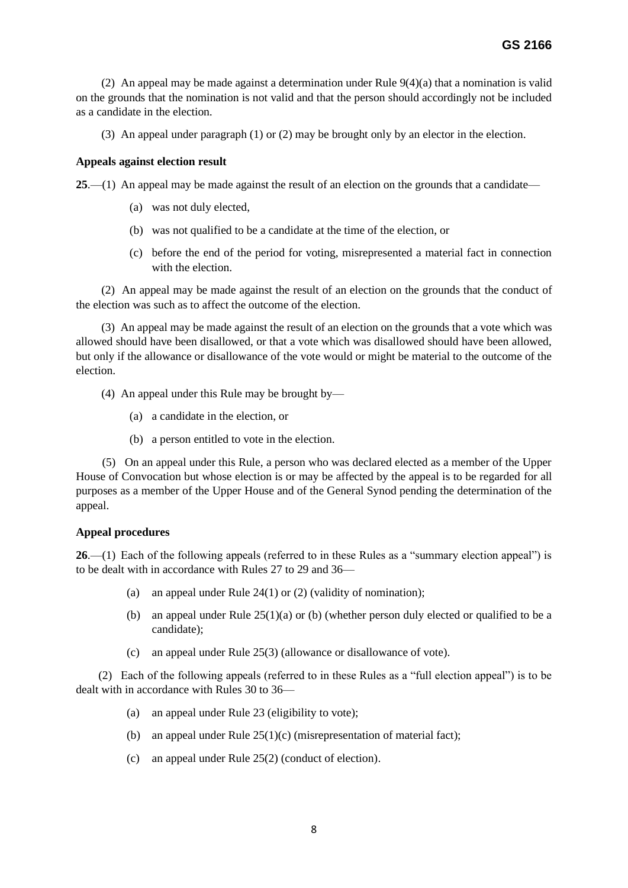(2) An appeal may be made against a determination under Rule 9(4)(a) that a nomination is valid on the grounds that the nomination is not valid and that the person should accordingly not be included as a candidate in the election.

(3) An appeal under paragraph (1) or (2) may be brought only by an elector in the election.

**Appeals against election result**

**25**.—(1) An appeal may be made against the result of an election on the grounds that a candidate—

(a) was not duly elected,

(b) was not qualified to be a candidate at the time of the election, or

(c) before the end of the period for voting, misrepresented a material fact in connection with the election.

(2) An appeal may be made against the result of an election on the grounds that the conduct of the election was such as to affect the outcome of the election.

(3) An appeal may be made against the result of an election on the grounds that a vote which was allowed should have been disallowed, or that a vote which was disallowed should have been allowed, but only if the allowance or disallowance of the vote would or might be material to the outcome of the election.

(4) An appeal under this Rule may be brought by—

(a) a candidate in the election, or

(b) a person entitled to vote in the election.

(5) On an appeal under this Rule, a person who was declared elected as a member of the Upper House of Convocation but whose election is or may be affected by the appeal is to be regarded for all purposes as a member of the Upper House and of the General Synod pending the determination of the appeal.

**Appeal procedures**

**26**.—(1) Each of the following appeals (referred to in these Rules as a "summary election appeal") is to be dealt with in accordance with Rules 27 to 29 and 36—

(a) an appeal under Rule 24(1) or (2) (validity of nomination);

(b) an appeal under Rule 25(1)(a) or (b) (whether person duly elected or qualified to be a candidate);

(c) an appeal under Rule 25(3) (allowance or disallowance of vote).

(2) Each of the following appeals (referred to in these Rules as a "full election appeal") is to be dealt with in accordance with Rules 30 to 36—

(a) an appeal under Rule 23 (eligibility to vote);

(b) an appeal under Rule 25(1)(c) (misrepresentation of material fact);

(c) an appeal under Rule 25(2) (conduct of election).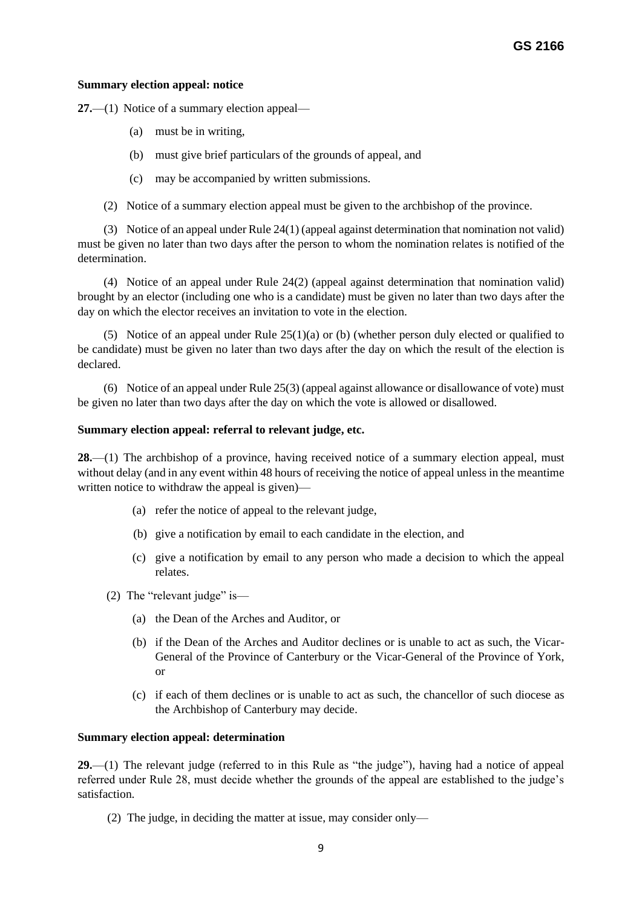**Summary election appeal: notice**

**27.**—(1) Notice of a summary election appeal—

(a) must be in writing,

(b) must give brief particulars of the grounds of appeal, and

(c) may be accompanied by written submissions.

(2) Notice of a summary election appeal must be given to the archbishop of the province.

(3) Notice of an appeal under Rule 24(1) (appeal against determination that nomination not valid) must be given no later than two days after the person to whom the nomination relates is notified of the determination.

(4) Notice of an appeal under Rule 24(2) (appeal against determination that nomination valid) brought by an elector (including one who is a candidate) must be given no later than two days after the day on which the elector receives an invitation to vote in the election.

(5) Notice of an appeal under Rule 25(1)(a) or (b) (whether person duly elected or qualified to be candidate) must be given no later than two days after the day on which the result of the election is declared.

(6) Notice of an appeal under Rule 25(3) (appeal against allowance or disallowance of vote) must be given no later than two days after the day on which the vote is allowed or disallowed.

**Summary election appeal: referral to relevant judge, etc.**

**28.**—(1) The archbishop of a province, having received notice of a summary election appeal, must without delay (and in any event within 48 hours of receiving the notice of appeal unless in the meantime written notice to withdraw the appeal is given)—

(a) refer the notice of appeal to the relevant judge,

(b) give a notification by email to each candidate in the election, and

(c) give a notification by email to any person who made a decision to which the appeal relates.

(2) The "relevant judge" is—

(a) the Dean of the Arches and Auditor, or

(b) if the Dean of the Arches and Auditor declines or is unable to act as such, the Vicar-General of the Province of Canterbury or the Vicar-General of the Province of York, or

(c) if each of them declines or is unable to act as such, the chancellor of such diocese as the Archbishop of Canterbury may decide.

**Summary election appeal: determination**

**29.**—(1) The relevant judge (referred to in this Rule as "the judge"), having had a notice of appeal referred under Rule 28, must decide whether the grounds of the appeal are established to the judge's satisfaction.

(2) The judge, in deciding the matter at issue, may consider only—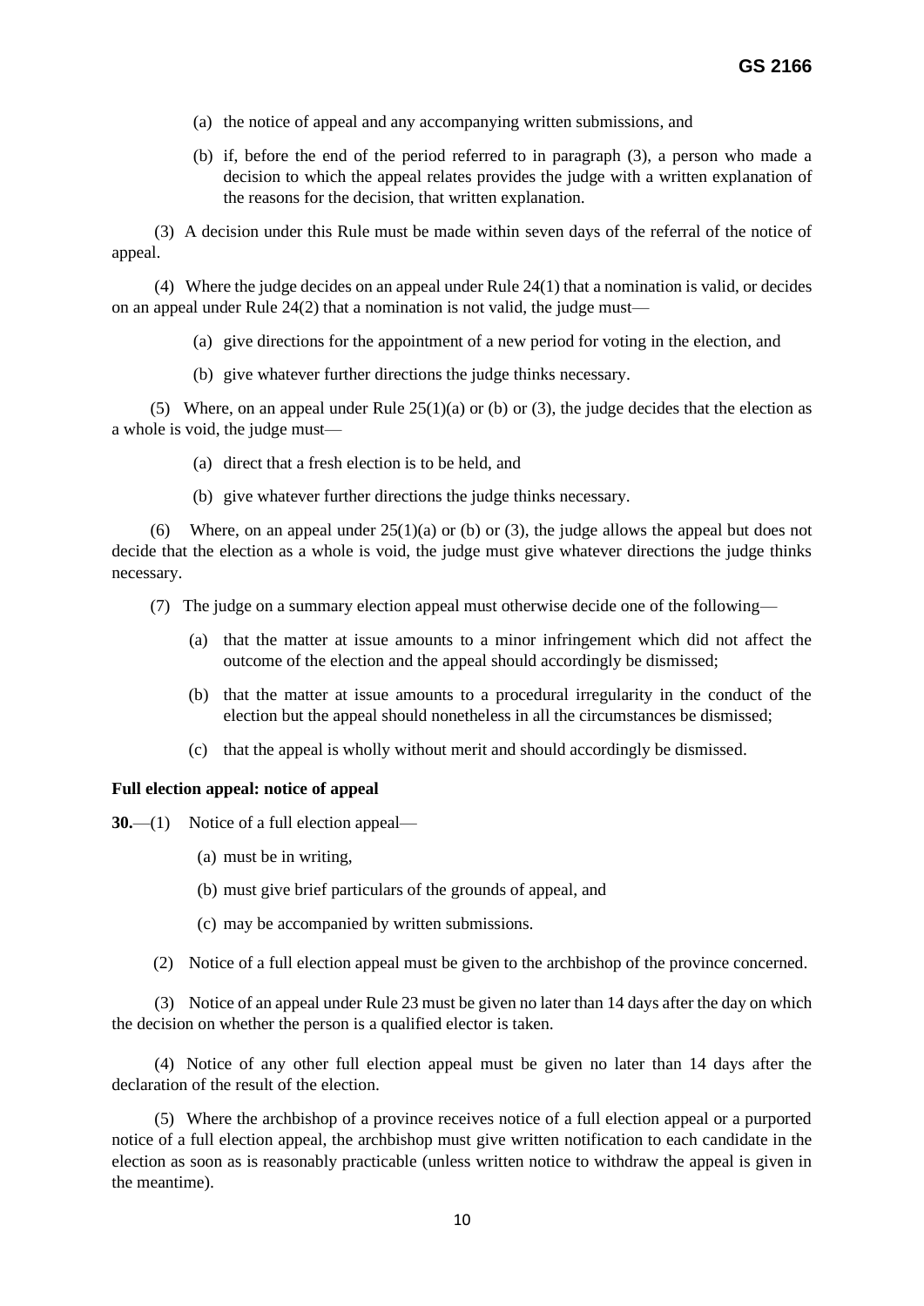(a) the notice of appeal and any accompanying written submissions, and

(b) if, before the end of the period referred to in paragraph (3), a person who made a decision to which the appeal relates provides the judge with a written explanation of the reasons for the decision, that written explanation.

(3) A decision under this Rule must be made within seven days of the referral of the notice of appeal.

(4) Where the judge decides on an appeal under Rule 24(1) that a nomination is valid, or decides on an appeal under Rule 24(2) that a nomination is not valid, the judge must—

(a) give directions for the appointment of a new period for voting in the election, and

(b) give whatever further directions the judge thinks necessary.

(5) Where, on an appeal under Rule 25(1)(a) or (b) or (3), the judge decides that the election as a whole is void, the judge must—

(a) direct that a fresh election is to be held, and

(b) give whatever further directions the judge thinks necessary.

(6) Where, on an appeal under 25(1)(a) or (b) or (3), the judge allows the appeal but does not decide that the election as a whole is void, the judge must give whatever directions the judge thinks necessary.

(7) The judge on a summary election appeal must otherwise decide one of the following—

(a) that the matter at issue amounts to a minor infringement which did not affect the outcome of the election and the appeal should accordingly be dismissed;

(b) that the matter at issue amounts to a procedural irregularity in the conduct of the election but the appeal should nonetheless in all the circumstances be dismissed;

(c) that the appeal is wholly without merit and should accordingly be dismissed.

**Full election appeal: notice of appeal**

**30.**—(1) Notice of a full election appeal—

(a) must be in writing,

(b) must give brief particulars of the grounds of appeal, and

(c) may be accompanied by written submissions.

(2) Notice of a full election appeal must be given to the archbishop of the province concerned.

(3) Notice of an appeal under Rule 23 must be given no later than 14 days after the day on which the decision on whether the person is a qualified elector is taken.

(4) Notice of any other full election appeal must be given no later than 14 days after the declaration of the result of the election.

(5) Where the archbishop of a province receives notice of a full election appeal or a purported notice of a full election appeal, the archbishop must give written notification to each candidate in the election as soon as is reasonably practicable (unless written notice to withdraw the appeal is given in the meantime).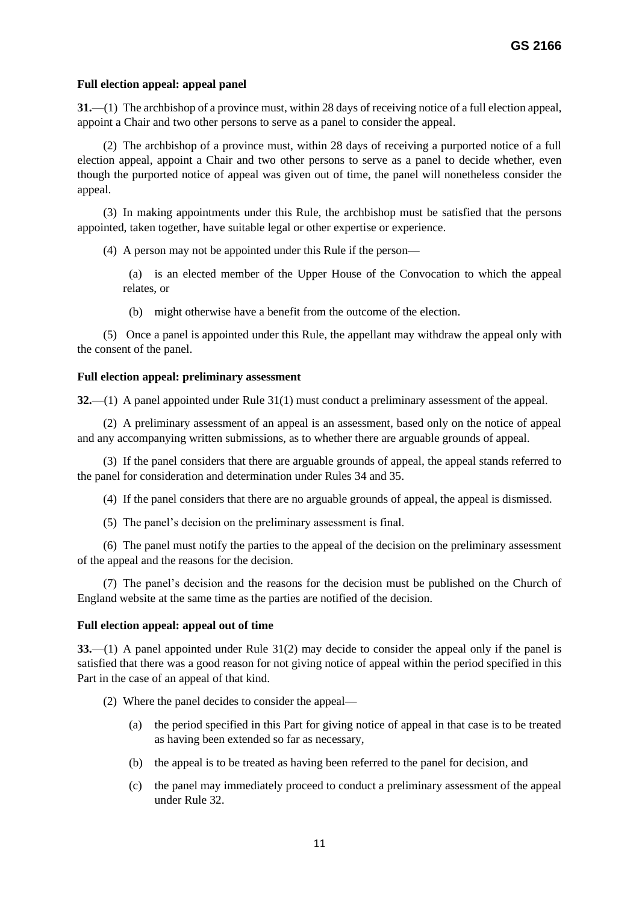**Full election appeal: appeal panel**

**31.**—(1) The archbishop of a province must, within 28 days of receiving notice of a full election appeal, appoint a Chair and two other persons to serve as a panel to consider the appeal.

(2) The archbishop of a province must, within 28 days of receiving a purported notice of a full election appeal, appoint a Chair and two other persons to serve as a panel to decide whether, even though the purported notice of appeal was given out of time, the panel will nonetheless consider the appeal.

(3) In making appointments under this Rule, the archbishop must be satisfied that the persons appointed, taken together, have suitable legal or other expertise or experience.

(4) A person may not be appointed under this Rule if the person—

(a) is an elected member of the Upper House of the Convocation to which the appeal relates, or

(b) might otherwise have a benefit from the outcome of the election.

(5) Once a panel is appointed under this Rule, the appellant may withdraw the appeal only with the consent of the panel.

**Full election appeal: preliminary assessment**

**32.**—(1) A panel appointed under Rule 31(1) must conduct a preliminary assessment of the appeal.

(2) A preliminary assessment of an appeal is an assessment, based only on the notice of appeal and any accompanying written submissions, as to whether there are arguable grounds of appeal.

(3) If the panel considers that there are arguable grounds of appeal, the appeal stands referred to the panel for consideration and determination under Rules 34 and 35.

(4) If the panel considers that there are no arguable grounds of appeal, the appeal is dismissed.

(5) The panel's decision on the preliminary assessment is final.

(6) The panel must notify the parties to the appeal of the decision on the preliminary assessment of the appeal and the reasons for the decision.

(7) The panel's decision and the reasons for the decision must be published on the Church of England website at the same time as the parties are notified of the decision.

**Full election appeal: appeal out of time**

**33.**—(1) A panel appointed under Rule 31(2) may decide to consider the appeal only if the panel is satisfied that there was a good reason for not giving notice of appeal within the period specified in this Part in the case of an appeal of that kind.

(2) Where the panel decides to consider the appeal—

(a) the period specified in this Part for giving notice of appeal in that case is to be treated as having been extended so far as necessary,

(b) the appeal is to be treated as having been referred to the panel for decision, and

(c) the panel may immediately proceed to conduct a preliminary assessment of the appeal under Rule 32.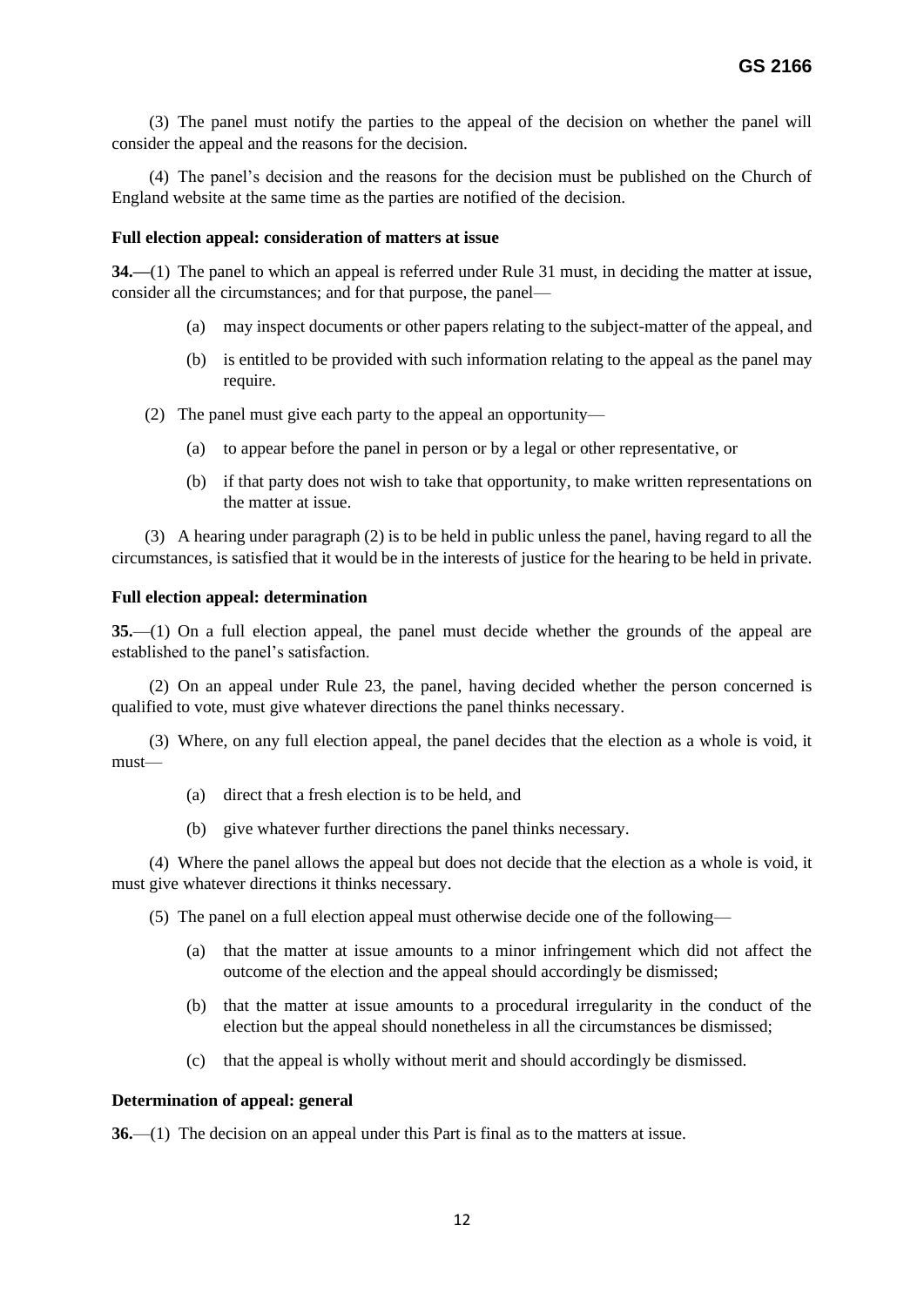(3) The panel must notify the parties to the appeal of the decision on whether the panel will consider the appeal and the reasons for the decision.

(4) The panel's decision and the reasons for the decision must be published on the Church of England website at the same time as the parties are notified of the decision.

**Full election appeal: consideration of matters at issue**

**34.—**(1) The panel to which an appeal is referred under Rule 31 must, in deciding the matter at issue, consider all the circumstances; and for that purpose, the panel—

(a) may inspect documents or other papers relating to the subject-matter of the appeal, and

(b) is entitled to be provided with such information relating to the appeal as the panel may require.

(2) The panel must give each party to the appeal an opportunity—

(a) to appear before the panel in person or by a legal or other representative, or

(b) if that party does not wish to take that opportunity, to make written representations on the matter at issue.

(3) A hearing under paragraph (2) is to be held in public unless the panel, having regard to all the circumstances, is satisfied that it would be in the interests of justice for the hearing to be held in private.

**Full election appeal: determination**

**35.**—(1) On a full election appeal, the panel must decide whether the grounds of the appeal are established to the panel's satisfaction.

(2) On an appeal under Rule 23, the panel, having decided whether the person concerned is qualified to vote, must give whatever directions the panel thinks necessary.

(3) Where, on any full election appeal, the panel decides that the election as a whole is void, it must—

(a) direct that a fresh election is to be held, and

(b) give whatever further directions the panel thinks necessary.

(4) Where the panel allows the appeal but does not decide that the election as a whole is void, it must give whatever directions it thinks necessary.

(5) The panel on a full election appeal must otherwise decide one of the following—

(a) that the matter at issue amounts to a minor infringement which did not affect the outcome of the election and the appeal should accordingly be dismissed;

(b) that the matter at issue amounts to a procedural irregularity in the conduct of the election but the appeal should nonetheless in all the circumstances be dismissed;

(c) that the appeal is wholly without merit and should accordingly be dismissed.

**Determination of appeal: general**

**36.**—(1) The decision on an appeal under this Part is final as to the matters at issue.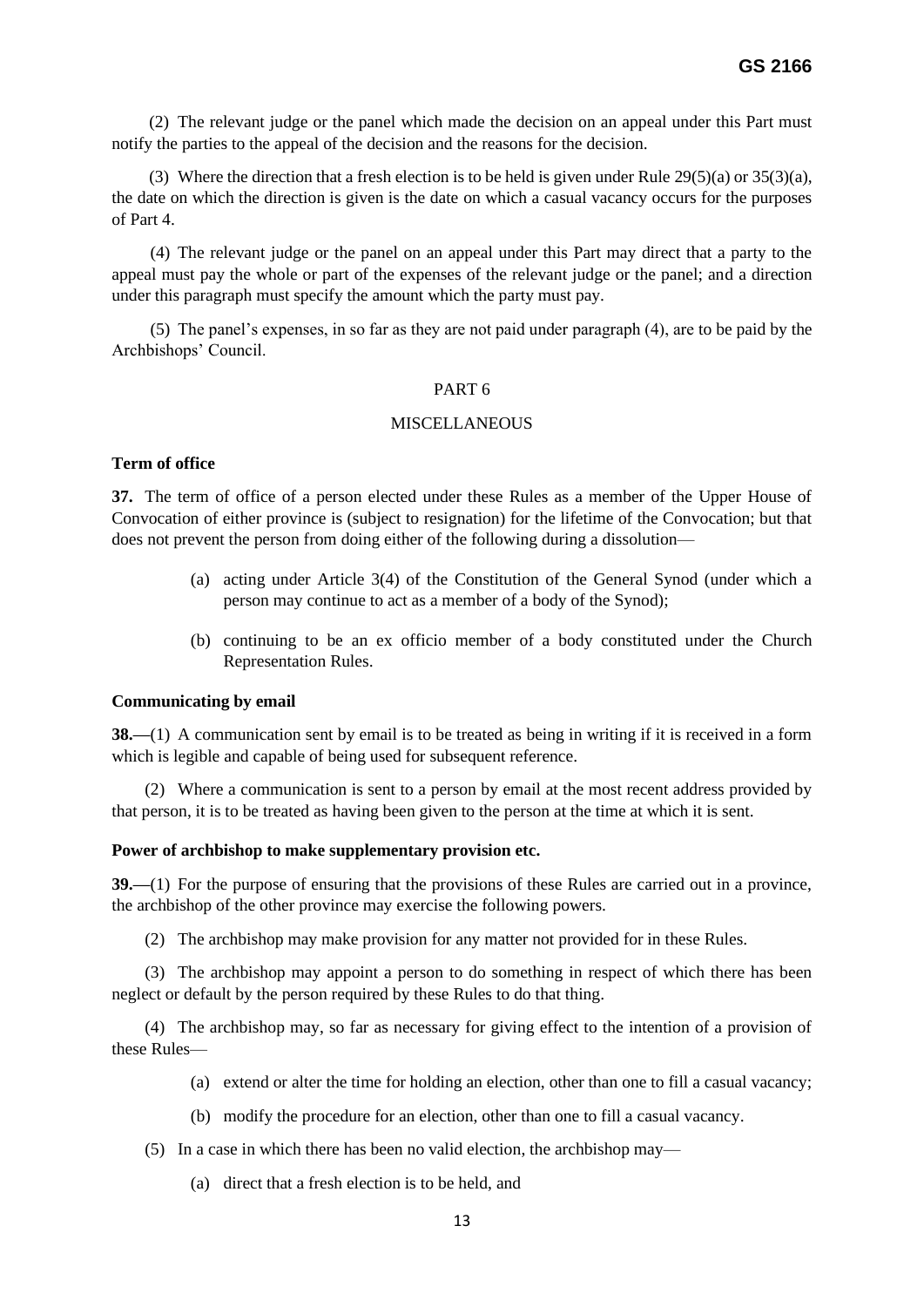(2) The relevant judge or the panel which made the decision on an appeal under this Part must notify the parties to the appeal of the decision and the reasons for the decision.

(3) Where the direction that a fresh election is to be held is given under Rule 29(5)(a) or 35(3)(a), the date on which the direction is given is the date on which a casual vacancy occurs for the purposes of Part 4.

(4) The relevant judge or the panel on an appeal under this Part may direct that a party to the appeal must pay the whole or part of the expenses of the relevant judge or the panel; and a direction under this paragraph must specify the amount which the party must pay.

(5) The panel's expenses, in so far as they are not paid under paragraph (4), are to be paid by the Archbishops' Council.

## PART 6

## MISCELLANEOUS

### Term of office

**37.** The term of office of a person elected under these Rules as a member of the Upper House of Convocation of either province is (subject to resignation) for the lifetime of the Convocation; but that does not prevent the person from doing either of the following during a dissolution—

(a) acting under Article 3(4) of the Constitution of the General Synod (under which a person may continue to act as a member of a body of the Synod);

(b) continuing to be an ex officio member of a body constituted under the Church Representation Rules.

### Communicating by email

**38.—**(1) A communication sent by email is to be treated as being in writing if it is received in a form which is legible and capable of being used for subsequent reference.

(2) Where a communication is sent to a person by email at the most recent address provided by that person, it is to be treated as having been given to the person at the time at which it is sent.

### Power of archbishop to make supplementary provision etc.

**39.—**(1) For the purpose of ensuring that the provisions of these Rules are carried out in a province, the archbishop of the other province may exercise the following powers.

(2) The archbishop may make provision for any matter not provided for in these Rules.

(3) The archbishop may appoint a person to do something in respect of which there has been neglect or default by the person required by these Rules to do that thing.

(4) The archbishop may, so far as necessary for giving effect to the intention of a provision of these Rules—

(a) extend or alter the time for holding an election, other than one to fill a casual vacancy;

(b) modify the procedure for an election, other than one to fill a casual vacancy.

(5) In a case in which there has been no valid election, the archbishop may—

(a) direct that a fresh election is to be held, and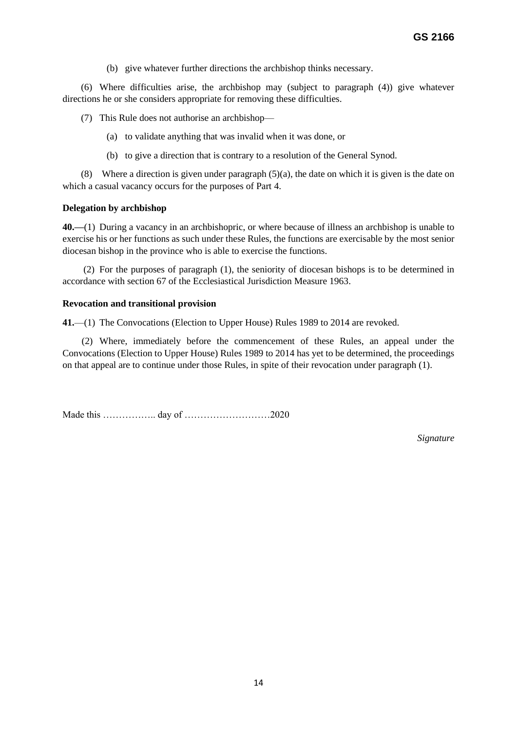(b) give whatever further directions the archbishop thinks necessary.

(6) Where difficulties arise, the archbishop may (subject to paragraph (4)) give whatever directions he or she considers appropriate for removing these difficulties.

(7) This Rule does not authorise an archbishop—

(a) to validate anything that was invalid when it was done, or

(b) to give a direction that is contrary to a resolution of the General Synod.

(8) Where a direction is given under paragraph (5)(a), the date on which it is given is the date on which a casual vacancy occurs for the purposes of Part 4.

**Delegation by archbishop**

**40.—**(1) During a vacancy in an archbishopric, or where because of illness an archbishop is unable to exercise his or her functions as such under these Rules, the functions are exercisable by the most senior diocesan bishop in the province who is able to exercise the functions.

(2) For the purposes of paragraph (1), the seniority of diocesan bishops is to be determined in accordance with section 67 of the Ecclesiastical Jurisdiction Measure 1963.

**Revocation and transitional provision**

**41.**—(1) The Convocations (Election to Upper House) Rules 1989 to 2014 are revoked.

(2) Where, immediately before the commencement of these Rules, an appeal under the Convocations (Election to Upper House) Rules 1989 to 2014 has yet to be determined, the proceedings on that appeal are to continue under those Rules, in spite of their revocation under paragraph (1).

Made this …………….. day of ………………………2020

*Signature*